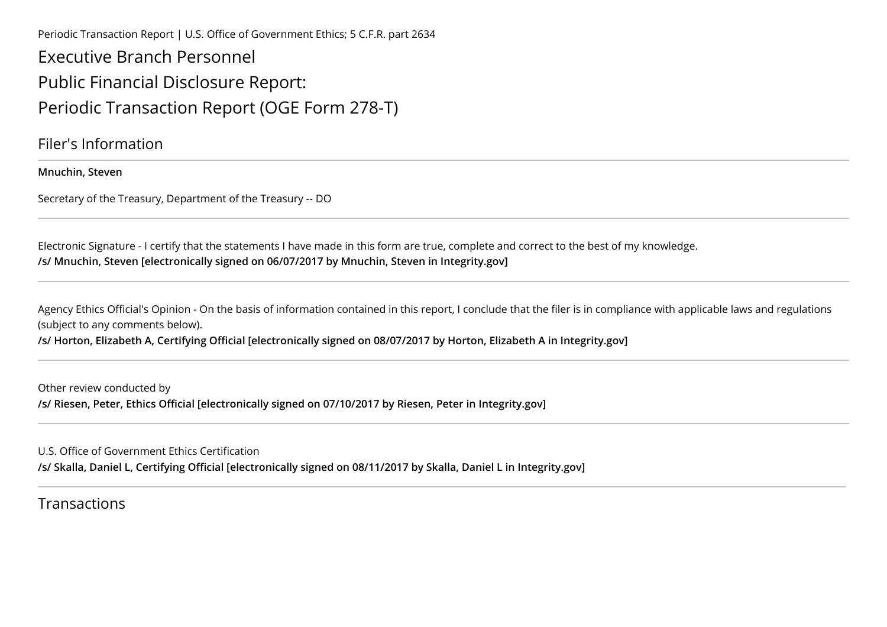Periodic Transaction Report | U.S. Office of Government Ethics; 5 C.F.R. part 2634

# Executive Branch Personnel
# Public Financial Disclosure Report:
# Periodic Transaction Report (OGE Form 278-T)

## Filer's Information

**Mnuchin, Steven**

Secretary of the Treasury, Department of the Treasury -- DO

---

Electronic Signature - I certify that the statements I have made in this form are true, complete and correct to the best of my knowledge.
**/s/ Mnuchin, Steven [electronically signed on 06/07/2017 by Mnuchin, Steven in Integrity.gov]**

---

Agency Ethics Official's Opinion - On the basis of information contained in this report, I conclude that the filer is in compliance with applicable laws and regulations (subject to any comments below).
**/s/ Horton, Elizabeth A, Certifying Official [electronically signed on 08/07/2017 by Horton, Elizabeth A in Integrity.gov]**

---

Other review conducted by
**/s/ Riesen, Peter, Ethics Official [electronically signed on 07/10/2017 by Riesen, Peter in Integrity.gov]**

---

U.S. Office of Government Ethics Certification
**/s/ Skalla, Daniel L, Certifying Official [electronically signed on 08/11/2017 by Skalla, Daniel L in Integrity.gov]**

---

## Transactions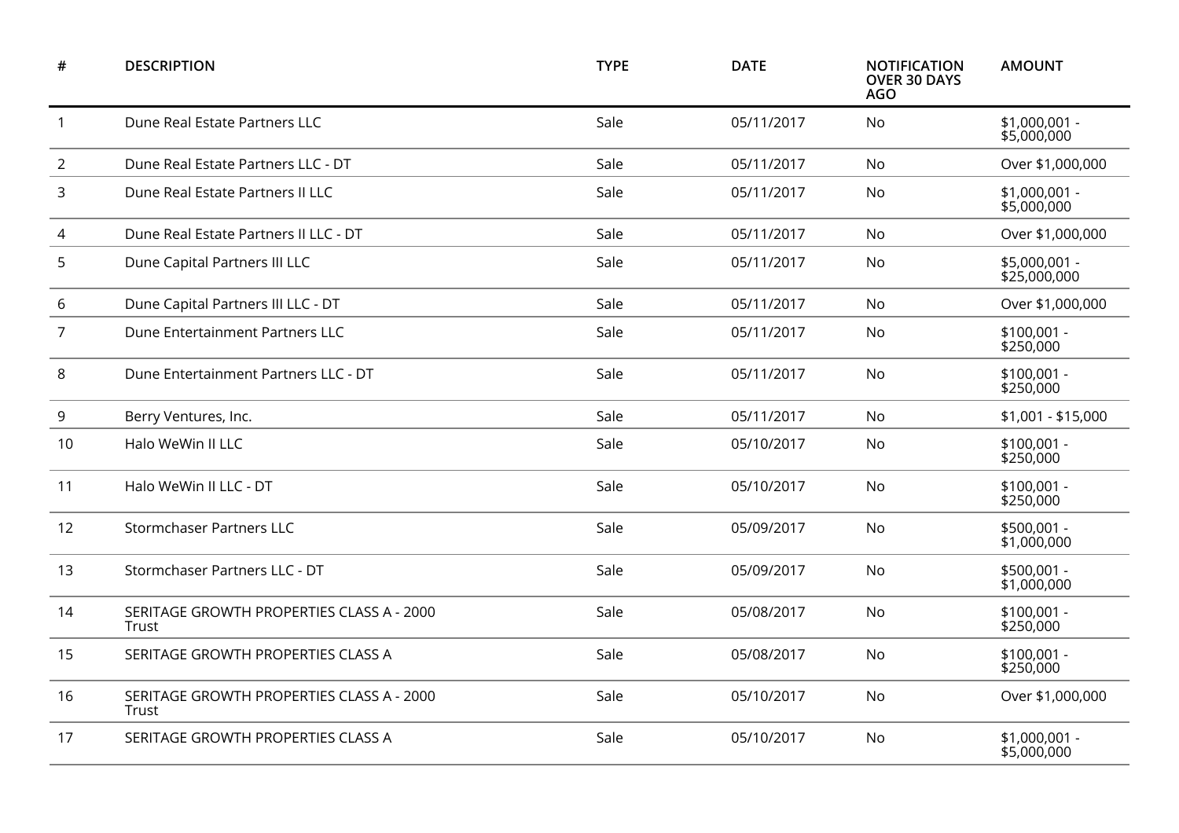| # | DESCRIPTION | TYPE | DATE | NOTIFICATION OVER 30 DAYS AGO | AMOUNT |
|---|---|---|---|---|---|
| 1 | Dune Real Estate Partners LLC | Sale | 05/11/2017 | No | $1,000,001 - $5,000,000 |
| 2 | Dune Real Estate Partners LLC - DT | Sale | 05/11/2017 | No | Over $1,000,000 |
| 3 | Dune Real Estate Partners II LLC | Sale | 05/11/2017 | No | $1,000,001 - $5,000,000 |
| 4 | Dune Real Estate Partners II LLC - DT | Sale | 05/11/2017 | No | Over $1,000,000 |
| 5 | Dune Capital Partners III LLC | Sale | 05/11/2017 | No | $5,000,001 - $25,000,000 |
| 6 | Dune Capital Partners III LLC - DT | Sale | 05/11/2017 | No | Over $1,000,000 |
| 7 | Dune Entertainment Partners LLC | Sale | 05/11/2017 | No | $100,001 - $250,000 |
| 8 | Dune Entertainment Partners LLC - DT | Sale | 05/11/2017 | No | $100,001 - $250,000 |
| 9 | Berry Ventures, Inc. | Sale | 05/11/2017 | No | $1,001 - $15,000 |
| 10 | Halo WeWin II LLC | Sale | 05/10/2017 | No | $100,001 - $250,000 |
| 11 | Halo WeWin II LLC - DT | Sale | 05/10/2017 | No | $100,001 - $250,000 |
| 12 | Stormchaser Partners LLC | Sale | 05/09/2017 | No | $500,001 - $1,000,000 |
| 13 | Stormchaser Partners LLC - DT | Sale | 05/09/2017 | No | $500,001 - $1,000,000 |
| 14 | SERITAGE GROWTH PROPERTIES CLASS A - 2000 Trust | Sale | 05/08/2017 | No | $100,001 - $250,000 |
| 15 | SERITAGE GROWTH PROPERTIES CLASS A | Sale | 05/08/2017 | No | $100,001 - $250,000 |
| 16 | SERITAGE GROWTH PROPERTIES CLASS A - 2000 Trust | Sale | 05/10/2017 | No | Over $1,000,000 |
| 17 | SERITAGE GROWTH PROPERTIES CLASS A | Sale | 05/10/2017 | No | $1,000,001 - $5,000,000 |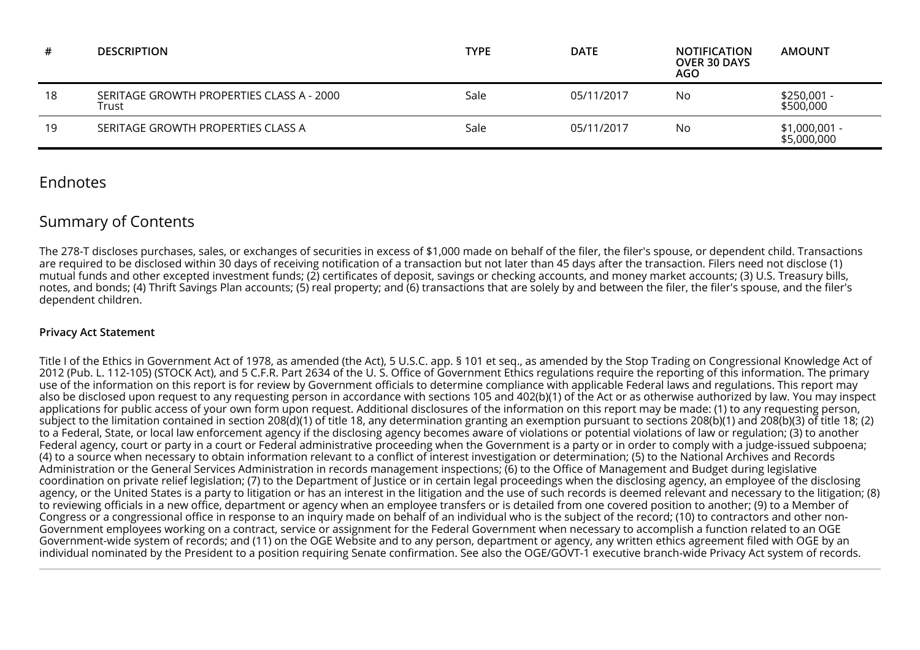| # | DESCRIPTION | TYPE | DATE | NOTIFICATION OVER 30 DAYS AGO | AMOUNT |
|---|---|---|---|---|---|
| 18 | SERITAGE GROWTH PROPERTIES CLASS A - 2000 Trust | Sale | 05/11/2017 | No | $250,001 - $500,000 |
| 19 | SERITAGE GROWTH PROPERTIES CLASS A | Sale | 05/11/2017 | No | $1,000,001 - $5,000,000 |

## Endnotes

## Summary of Contents

The 278-T discloses purchases, sales, or exchanges of securities in excess of $1,000 made on behalf of the filer, the filer's spouse, or dependent child. Transactions are required to be disclosed within 30 days of receiving notification of a transaction but not later than 45 days after the transaction. Filers need not disclose (1) mutual funds and other excepted investment funds; (2) certificates of deposit, savings or checking accounts, and money market accounts; (3) U.S. Treasury bills, notes, and bonds; (4) Thrift Savings Plan accounts; (5) real property; and (6) transactions that are solely by and between the filer, the filer's spouse, and the filer's dependent children.

**Privacy Act Statement**

Title I of the Ethics in Government Act of 1978, as amended (the Act), 5 U.S.C. app. § 101 et seq., as amended by the Stop Trading on Congressional Knowledge Act of 2012 (Pub. L. 112-105) (STOCK Act), and 5 C.F.R. Part 2634 of the U. S. Office of Government Ethics regulations require the reporting of this information. The primary use of the information on this report is for review by Government officials to determine compliance with applicable Federal laws and regulations. This report may also be disclosed upon request to any requesting person in accordance with sections 105 and 402(b)(1) of the Act or as otherwise authorized by law. You may inspect applications for public access of your own form upon request. Additional disclosures of the information on this report may be made: (1) to any requesting person, subject to the limitation contained in section 208(d)(1) of title 18, any determination granting an exemption pursuant to sections 208(b)(1) and 208(b)(3) of title 18; (2) to a Federal, State, or local law enforcement agency if the disclosing agency becomes aware of violations or potential violations of law or regulation; (3) to another Federal agency, court or party in a court or Federal administrative proceeding when the Government is a party or in order to comply with a judge-issued subpoena; (4) to a source when necessary to obtain information relevant to a conflict of interest investigation or determination; (5) to the National Archives and Records Administration or the General Services Administration in records management inspections; (6) to the Office of Management and Budget during legislative coordination on private relief legislation; (7) to the Department of Justice or in certain legal proceedings when the disclosing agency, an employee of the disclosing agency, or the United States is a party to litigation or has an interest in the litigation and the use of such records is deemed relevant and necessary to the litigation; (8) to reviewing officials in a new office, department or agency when an employee transfers or is detailed from one covered position to another; (9) to a Member of Congress or a congressional office in response to an inquiry made on behalf of an individual who is the subject of the record; (10) to contractors and other non-Government employees working on a contract, service or assignment for the Federal Government when necessary to accomplish a function related to an OGE Government-wide system of records; and (11) on the OGE Website and to any person, department or agency, any written ethics agreement filed with OGE by an individual nominated by the President to a position requiring Senate confirmation. See also the OGE/GOVT-1 executive branch-wide Privacy Act system of records.